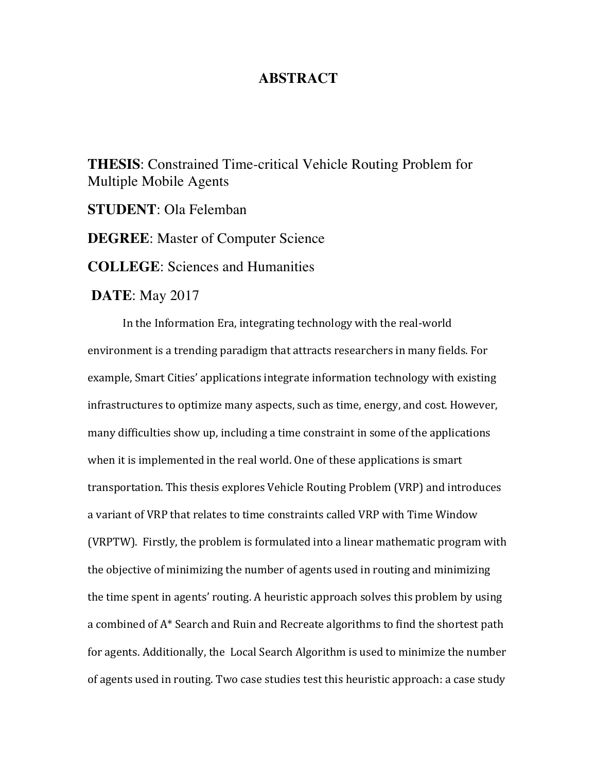# ABSTRACT

**THESIS**: Constrained Time-critical Vehicle Routing Problem for Multiple Mobile Agents

**STUDENT**: Ola Felemban

**DEGREE**: Master of Computer Science

**COLLEGE**: Sciences and Humanities

**DATE**: May 2017

In the Information Era, integrating technology with the real-world environment is a trending paradigm that attracts researchers in many fields. For example, Smart Cities' applications integrate information technology with existing infrastructures to optimize many aspects, such as time, energy, and cost. However, many difficulties show up, including a time constraint in some of the applications when it is implemented in the real world. One of these applications is smart transportation. This thesis explores Vehicle Routing Problem (VRP) and introduces a variant of VRP that relates to time constraints called VRP with Time Window (VRPTW). Firstly, the problem is formulated into a linear mathematic program with the objective of minimizing the number of agents used in routing and minimizing the time spent in agents' routing. A heuristic approach solves this problem by using a combined of A* Search and Ruin and Recreate algorithms to find the shortest path for agents. Additionally, the Local Search Algorithm is used to minimize the number of agents used in routing. Two case studies test this heuristic approach: a case study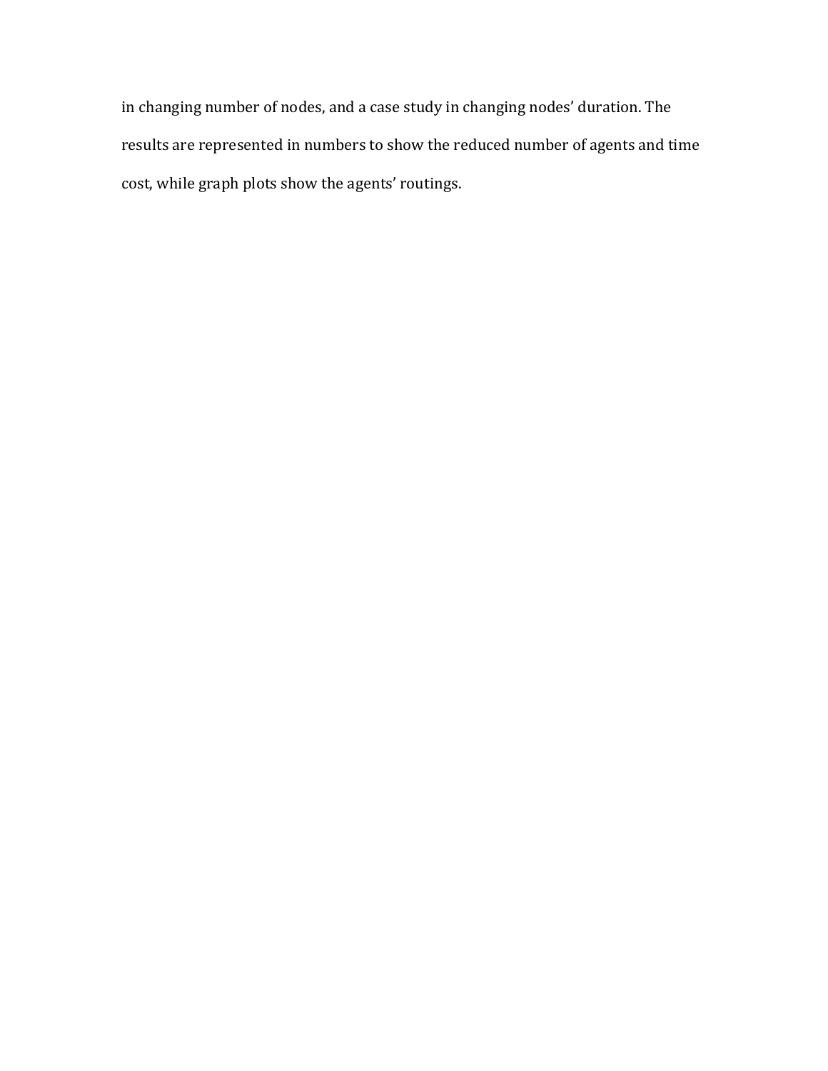in changing number of nodes, and a case study in changing nodes' duration. The results are represented in numbers to show the reduced number of agents and time cost, while graph plots show the agents' routings.